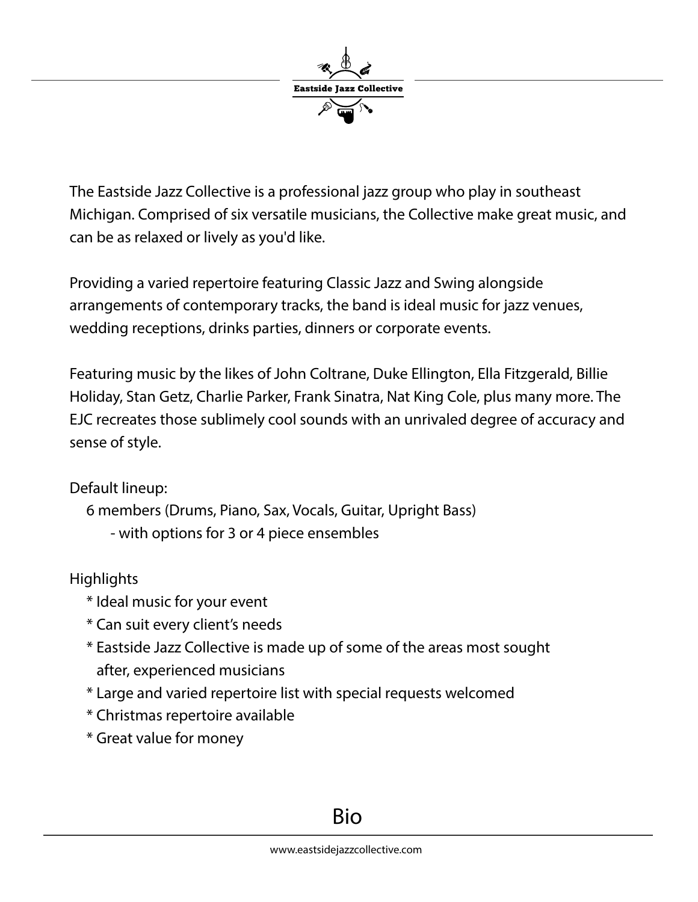# Eastside Jazz Collective

The Eastside Jazz Collective is a professional jazz group who play in southeast Michigan. Comprised of six versatile musicians, the Collective make great music, and can be as relaxed or lively as you'd like.

Providing a varied repertoire featuring Classic Jazz and Swing alongside arrangements of contemporary tracks, the band is ideal music for jazz venues, wedding receptions, drinks parties, dinners or corporate events.

Featuring music by the likes of John Coltrane, Duke Ellington, Ella Fitzgerald, Billie Holiday, Stan Getz, Charlie Parker, Frank Sinatra, Nat King Cole, plus many more. The EJC recreates those sublimely cool sounds with an unrivaled degree of accuracy and sense of style.

Default lineup:

- 6 members (Drums, Piano, Sax, Vocals, Guitar, Upright Bass)
  - with options for 3 or 4 piece ensembles

Highlights

* Ideal music for your event
* Can suit every client's needs
* Eastside Jazz Collective is made up of some of the areas most sought after, experienced musicians
* Large and varied repertoire list with special requests welcomed
* Christmas repertoire available
* Great value for money

## Bio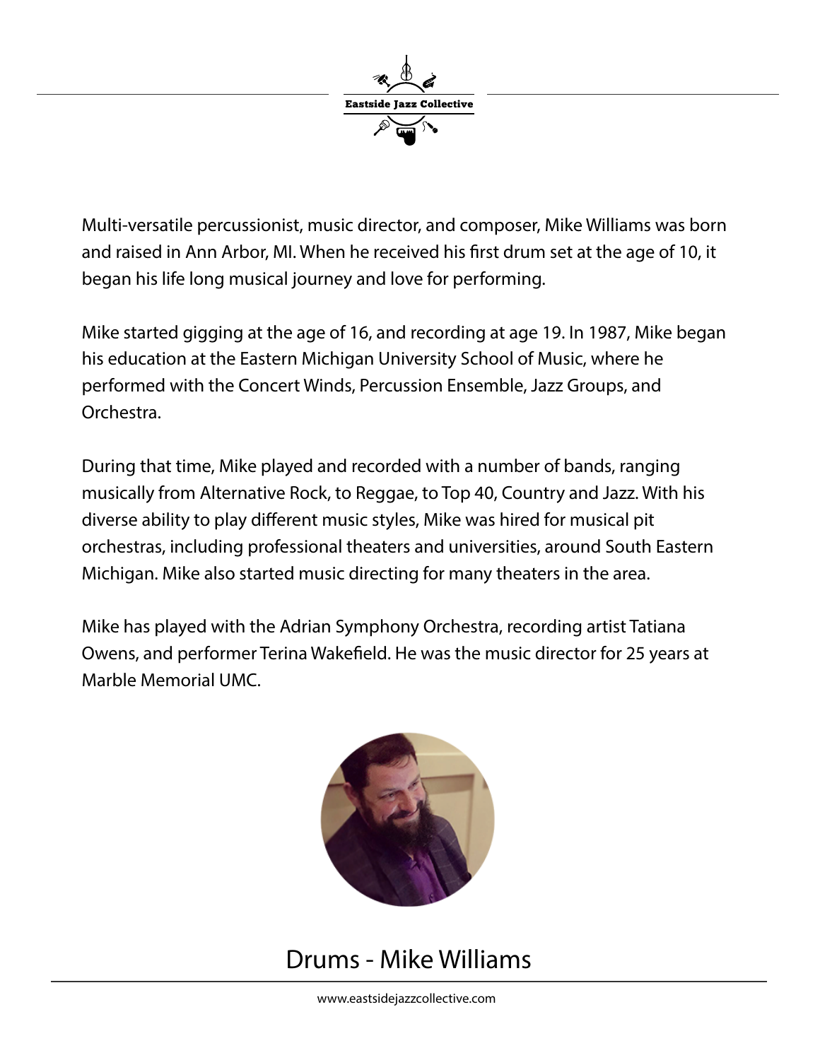Multi-versatile percussionist, music director, and composer, Mike Williams was born and raised in Ann Arbor, MI. When he received his first drum set at the age of 10, it began his life long musical journey and love for performing.

Mike started gigging at the age of 16, and recording at age 19. In 1987, Mike began his education at the Eastern Michigan University School of Music, where he performed with the Concert Winds, Percussion Ensemble, Jazz Groups, and Orchestra.

During that time, Mike played and recorded with a number of bands, ranging musically from Alternative Rock, to Reggae, to Top 40, Country and Jazz. With his diverse ability to play different music styles, Mike was hired for musical pit orchestras, including professional theaters and universities, around South Eastern Michigan. Mike also started music directing for many theaters in the area.

Mike has played with the Adrian Symphony Orchestra, recording artist Tatiana Owens, and performer Terina Wakefield. He was the music director for 25 years at Marble Memorial UMC.

## Drums - Mike Williams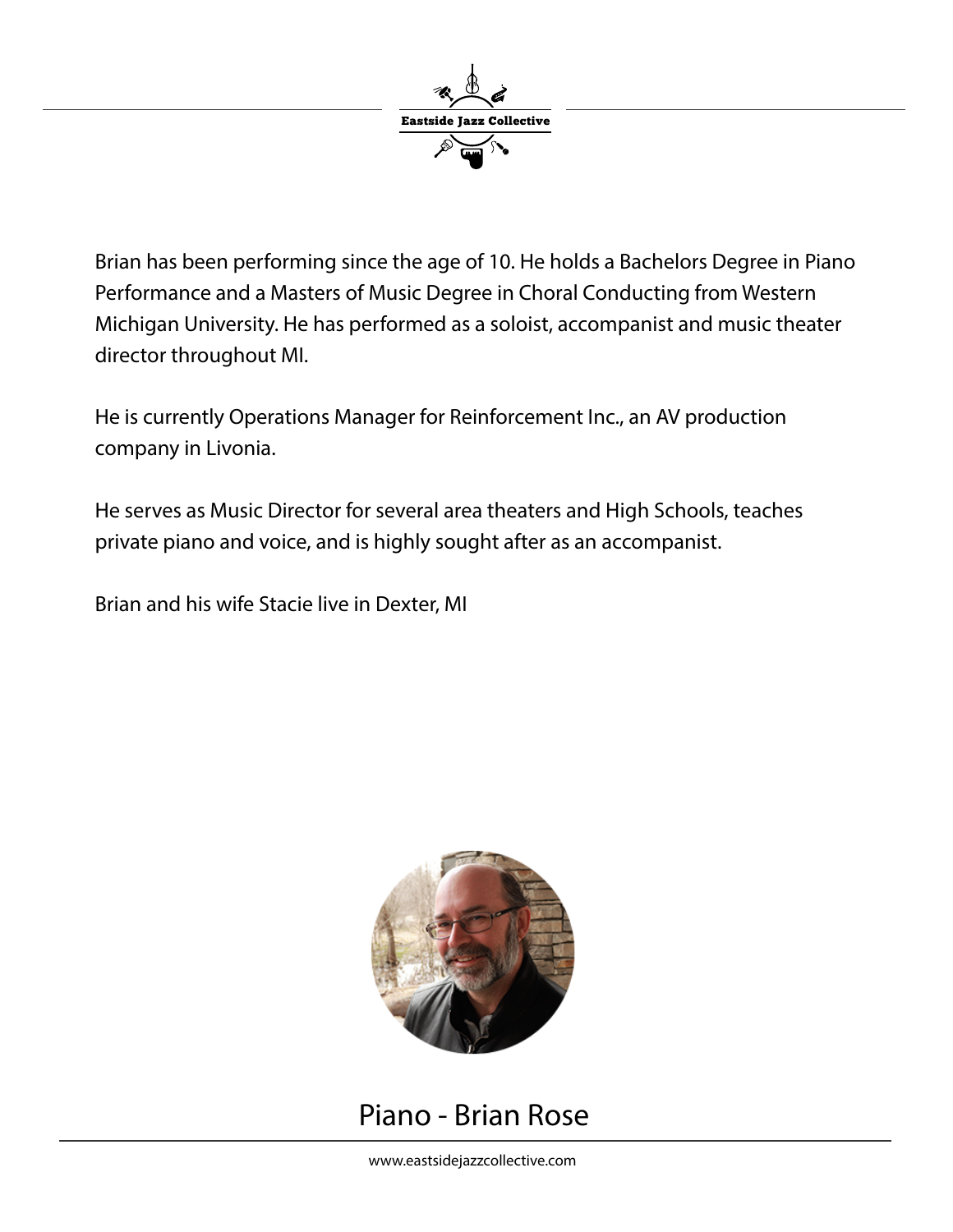Brian has been performing since the age of 10. He holds a Bachelors Degree in Piano Performance and a Masters of Music Degree in Choral Conducting from Western Michigan University. He has performed as a soloist, accompanist and music theater director throughout MI.

He is currently Operations Manager for Reinforcement Inc., an AV production company in Livonia.

He serves as Music Director for several area theaters and High Schools, teaches private piano and voice, and is highly sought after as an accompanist.

Brian and his wife Stacie live in Dexter, MI

## Piano - Brian Rose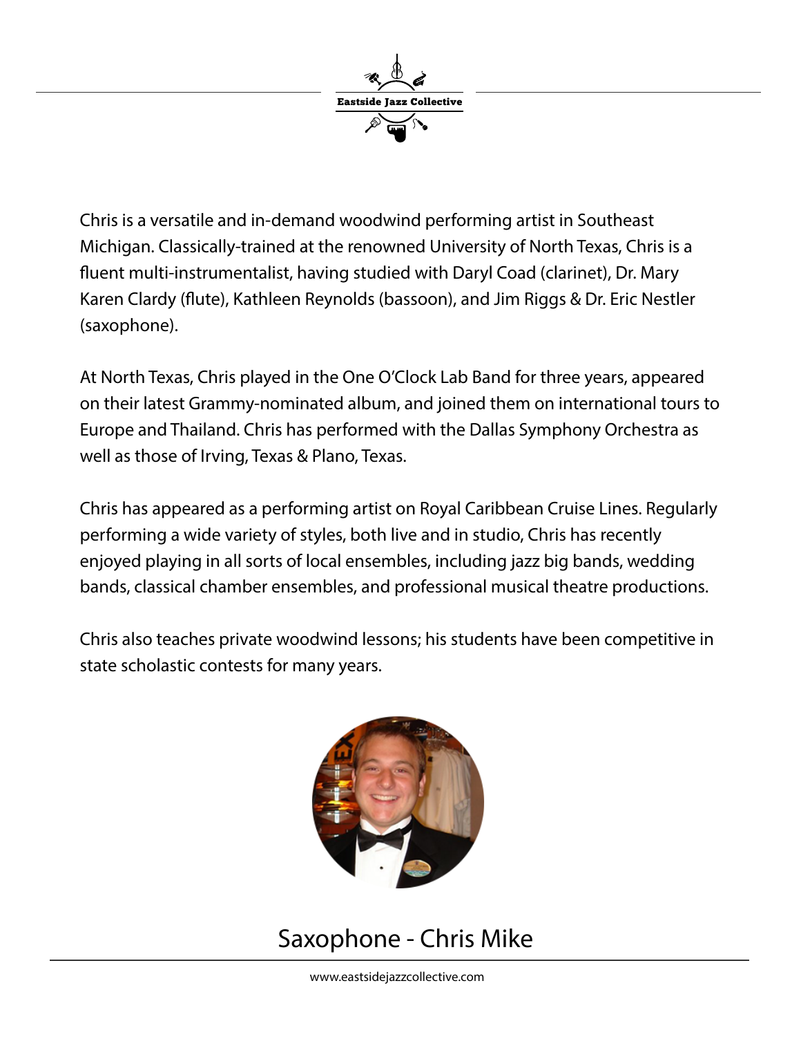Chris is a versatile and in-demand woodwind performing artist in Southeast Michigan. Classically-trained at the renowned University of North Texas, Chris is a fluent multi-instrumentalist, having studied with Daryl Coad (clarinet), Dr. Mary Karen Clardy (flute), Kathleen Reynolds (bassoon), and Jim Riggs & Dr. Eric Nestler (saxophone).

At North Texas, Chris played in the One O'Clock Lab Band for three years, appeared on their latest Grammy-nominated album, and joined them on international tours to Europe and Thailand. Chris has performed with the Dallas Symphony Orchestra as well as those of Irving, Texas & Plano, Texas.

Chris has appeared as a performing artist on Royal Caribbean Cruise Lines. Regularly performing a wide variety of styles, both live and in studio, Chris has recently enjoyed playing in all sorts of local ensembles, including jazz big bands, wedding bands, classical chamber ensembles, and professional musical theatre productions.

Chris also teaches private woodwind lessons; his students have been competitive in state scholastic contests for many years.

## Saxophone - Chris Mike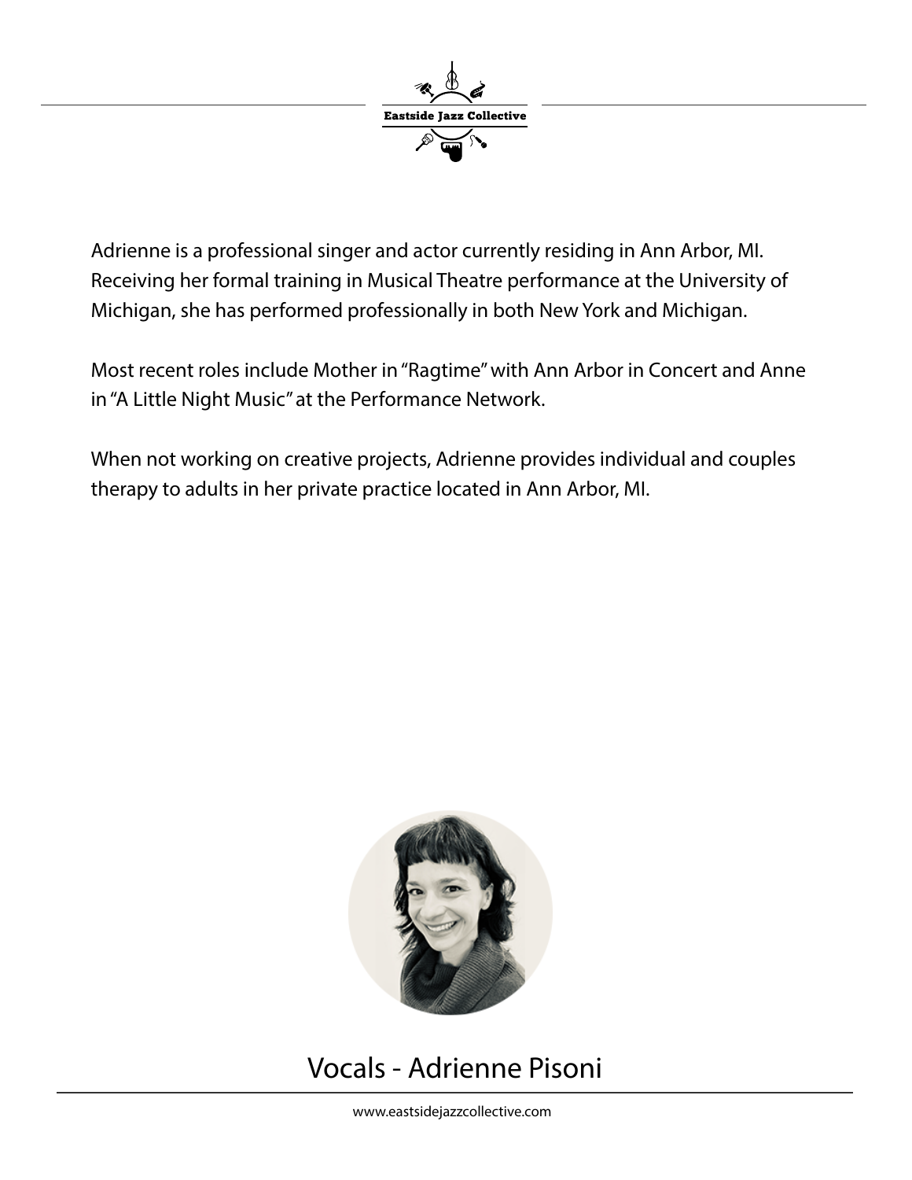Eastside Jazz Collective

Adrienne is a professional singer and actor currently residing in Ann Arbor, MI. Receiving her formal training in Musical Theatre performance at the University of Michigan, she has performed professionally in both New York and Michigan.

Most recent roles include Mother in "Ragtime" with Ann Arbor in Concert and Anne in "A Little Night Music" at the Performance Network.

When not working on creative projects, Adrienne provides individual and couples therapy to adults in her private practice located in Ann Arbor, MI.

## Vocals - Adrienne Pisoni

www.eastsidejazzcollective.com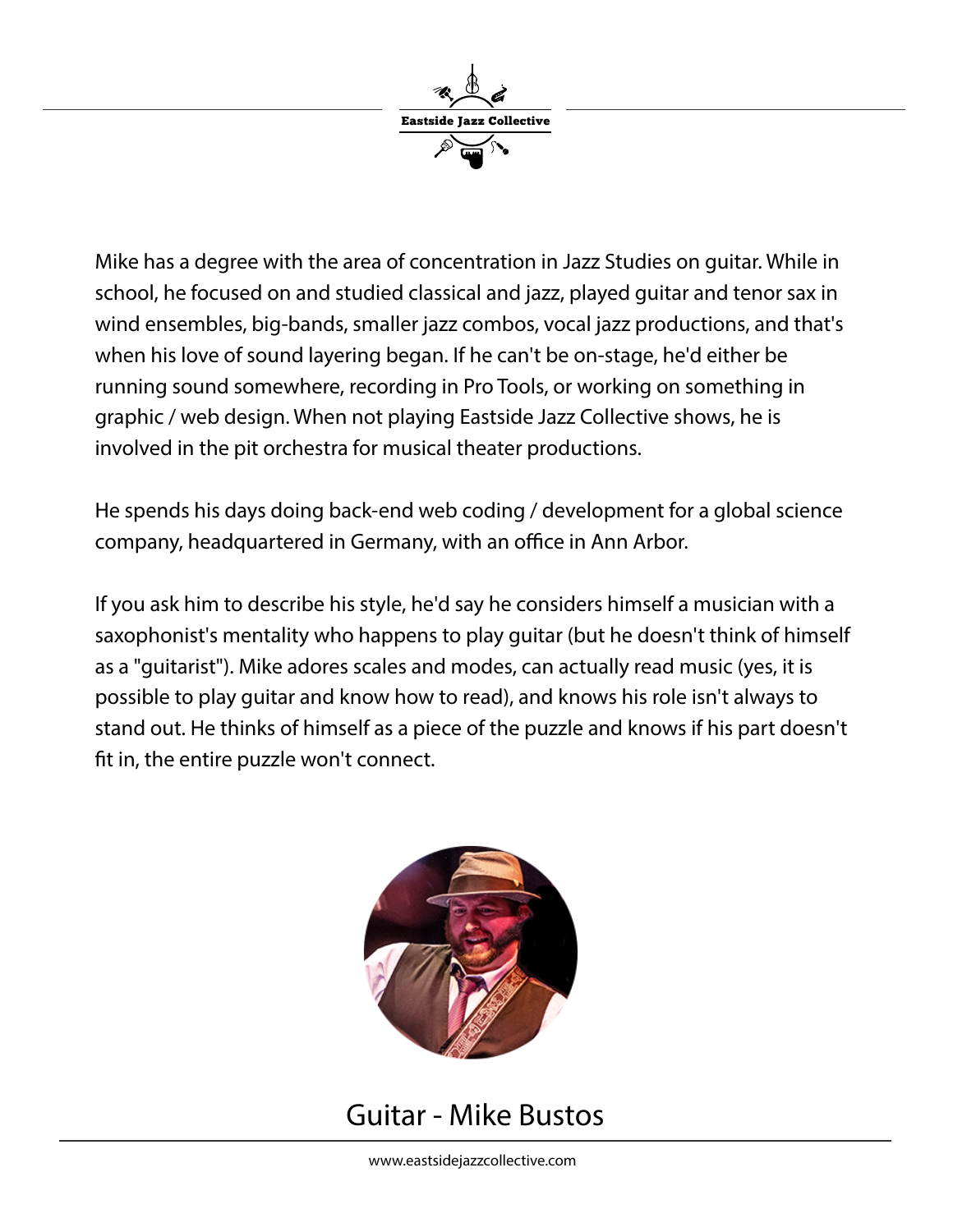Mike has a degree with the area of concentration in Jazz Studies on guitar. While in school, he focused on and studied classical and jazz, played guitar and tenor sax in wind ensembles, big-bands, smaller jazz combos, vocal jazz productions, and that's when his love of sound layering began. If he can't be on-stage, he'd either be running sound somewhere, recording in Pro Tools, or working on something in graphic / web design. When not playing Eastside Jazz Collective shows, he is involved in the pit orchestra for musical theater productions.

He spends his days doing back-end web coding / development for a global science company, headquartered in Germany, with an office in Ann Arbor.

If you ask him to describe his style, he'd say he considers himself a musician with a saxophonist's mentality who happens to play guitar (but he doesn't think of himself as a "guitarist"). Mike adores scales and modes, can actually read music (yes, it is possible to play guitar and know how to read), and knows his role isn't always to stand out. He thinks of himself as a piece of the puzzle and knows if his part doesn't fit in, the entire puzzle won't connect.

## Guitar - Mike Bustos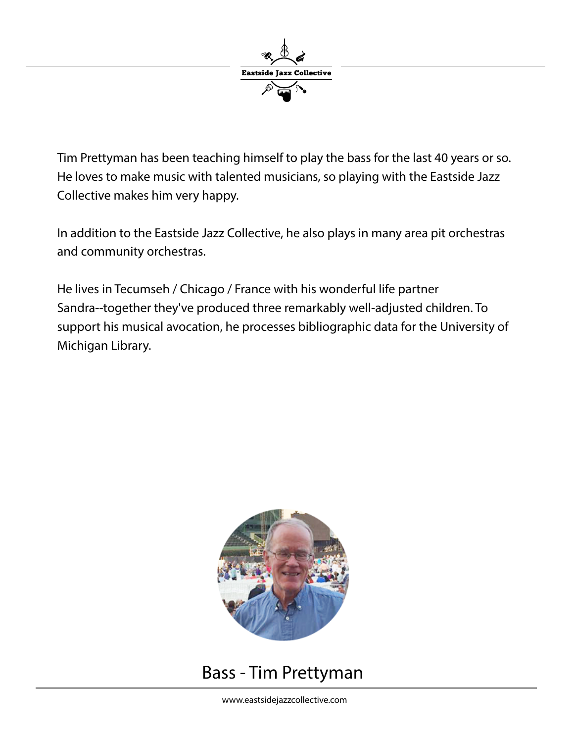Eastside Jazz Collective

Tim Prettyman has been teaching himself to play the bass for the last 40 years or so. He loves to make music with talented musicians, so playing with the Eastside Jazz Collective makes him very happy.

In addition to the Eastside Jazz Collective, he also plays in many area pit orchestras and community orchestras.

He lives in Tecumseh / Chicago / France with his wonderful life partner Sandra--together they've produced three remarkably well-adjusted children. To support his musical avocation, he processes bibliographic data for the University of Michigan Library.

## Bass - Tim Prettyman

www.eastsidejazzcollective.com